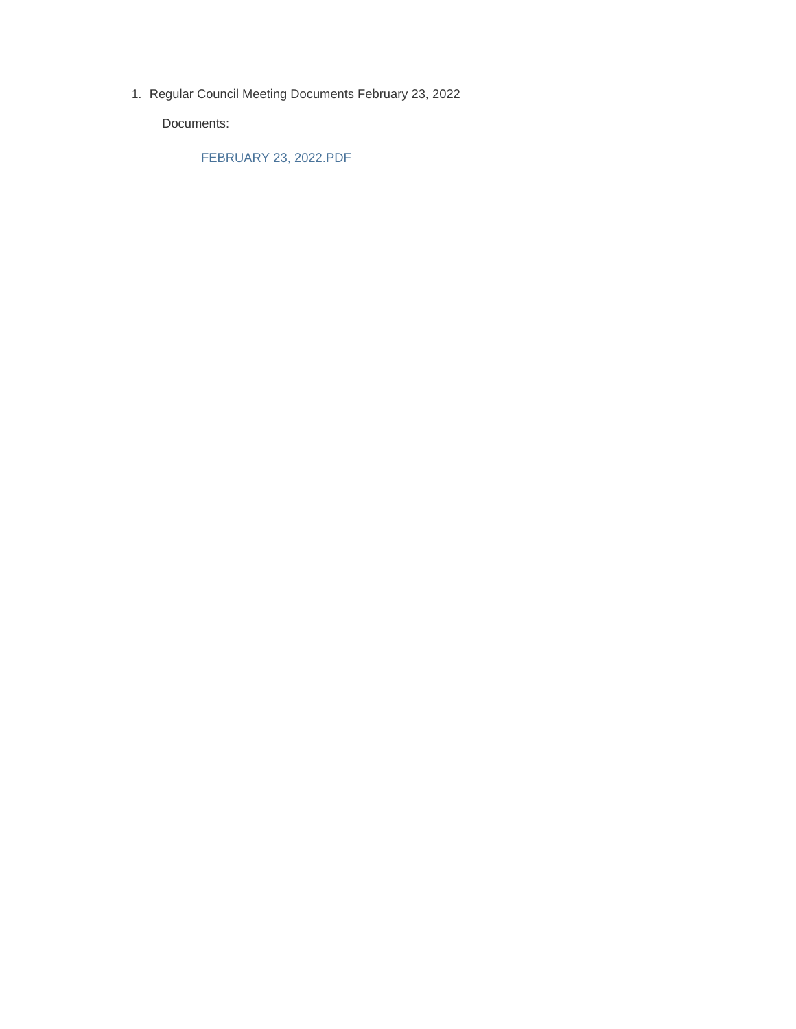1. Regular Council Meeting Documents February 23, 2022

   Documents:

   FEBRUARY 23, 2022.PDF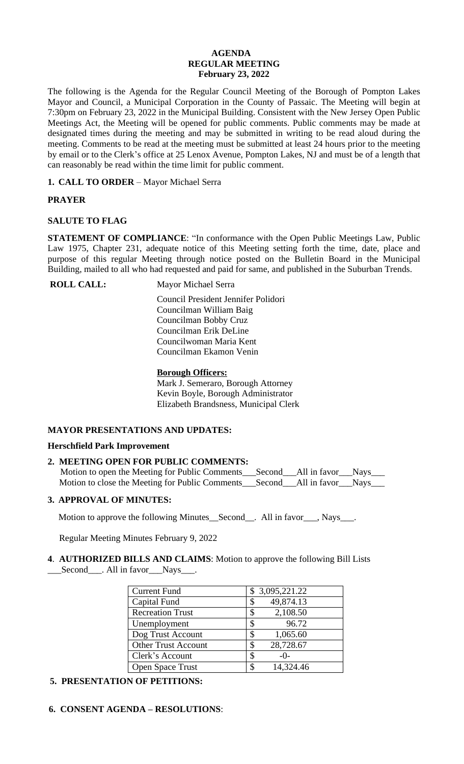# AGENDA
## REGULAR MEETING
### February 23, 2022

The following is the Agenda for the Regular Council Meeting of the Borough of Pompton Lakes Mayor and Council, a Municipal Corporation in the County of Passaic. The Meeting will begin at 7:30pm on February 23, 2022 in the Municipal Building. Consistent with the New Jersey Open Public Meetings Act, the Meeting will be opened for public comments. Public comments may be made at designated times during the meeting and may be submitted in writing to be read aloud during the meeting. Comments to be read at the meeting must be submitted at least 24 hours prior to the meeting by email or to the Clerk's office at 25 Lenox Avenue, Pompton Lakes, NJ and must be of a length that can reasonably be read within the time limit for public comment.

**1. CALL TO ORDER** – Mayor Michael Serra

**PRAYER**

**SALUTE TO FLAG**

**STATEMENT OF COMPLIANCE**: "In conformance with the Open Public Meetings Law, Public Law 1975, Chapter 231, adequate notice of this Meeting setting forth the time, date, place and purpose of this regular Meeting through notice posted on the Bulletin Board in the Municipal Building, mailed to all who had requested and paid for same, and published in the Suburban Trends.

**ROLL CALL:** Mayor Michael Serra

Council President Jennifer Polidori
Councilman William Baig
Councilman Bobby Cruz
Councilman Erik DeLine
Councilwoman Maria Kent
Councilman Ekamon Venin

**Borough Officers:**
Mark J. Semeraro, Borough Attorney
Kevin Boyle, Borough Administrator
Elizabeth Brandsness, Municipal Clerk

**MAYOR PRESENTATIONS AND UPDATES:**

**Herschfield Park Improvement**

**2. MEETING OPEN FOR PUBLIC COMMENTS:**
Motion to open the Meeting for Public Comments___Second___All in favor___Nays___
Motion to close the Meeting for Public Comments___Second___All in favor___Nays___

**3. APPROVAL OF MINUTES:**

Motion to approve the following Minutes__Second__. All in favor___, Nays___.

Regular Meeting Minutes February 9, 2022

**4. AUTHORIZED BILLS AND CLAIMS**: Motion to approve the following Bill Lists ___Second___. All in favor___Nays___.

| Current Fund | $ 3,095,221.22 |
|---|---|
| Capital Fund | $ 49,874.13 |
| Recreation Trust | $ 2,108.50 |
| Unemployment | $ 96.72 |
| Dog Trust Account | $ 1,065.60 |
| Other Trust Account | $ 28,728.67 |
| Clerk's Account | $ -0- |
| Open Space Trust | $ 14,324.46 |

**5. PRESENTATION OF PETITIONS:**

**6. CONSENT AGENDA – RESOLUTIONS**: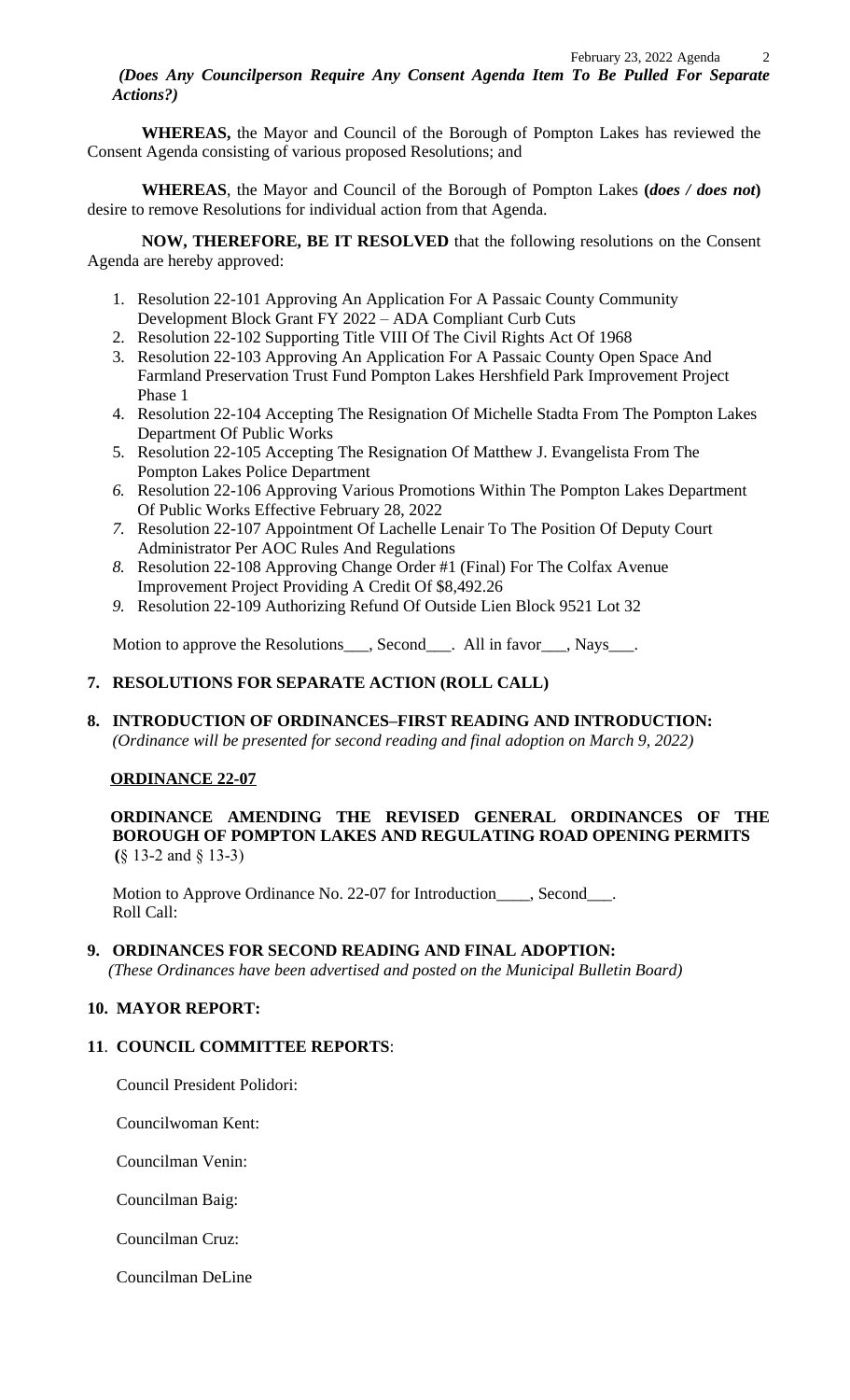***(Does Any Councilperson Require Any Consent Agenda Item To Be Pulled For Separate Actions?)***

**WHEREAS,** the Mayor and Council of the Borough of Pompton Lakes has reviewed the Consent Agenda consisting of various proposed Resolutions; and

**WHEREAS**, the Mayor and Council of the Borough of Pompton Lakes **(*does / does not*)** desire to remove Resolutions for individual action from that Agenda.

**NOW, THEREFORE, BE IT RESOLVED** that the following resolutions on the Consent Agenda are hereby approved:

1. Resolution 22-101 Approving An Application For A Passaic County Community Development Block Grant FY 2022 – ADA Compliant Curb Cuts
2. Resolution 22-102 Supporting Title VIII Of The Civil Rights Act Of 1968
3. Resolution 22-103 Approving An Application For A Passaic County Open Space And Farmland Preservation Trust Fund Pompton Lakes Hershfield Park Improvement Project Phase 1
4. Resolution 22-104 Accepting The Resignation Of Michelle Stadta From The Pompton Lakes Department Of Public Works
5. Resolution 22-105 Accepting The Resignation Of Matthew J. Evangelista From The Pompton Lakes Police Department
6. Resolution 22-106 Approving Various Promotions Within The Pompton Lakes Department Of Public Works Effective February 28, 2022
7. Resolution 22-107 Appointment Of Lachelle Lenair To The Position Of Deputy Court Administrator Per AOC Rules And Regulations
8. Resolution 22-108 Approving Change Order #1 (Final) For The Colfax Avenue Improvement Project Providing A Credit Of $8,492.26
9. Resolution 22-109 Authorizing Refund Of Outside Lien Block 9521 Lot 32

Motion to approve the Resolutions___, Second___. All in favor___, Nays___.

## 7. RESOLUTIONS FOR SEPARATE ACTION (ROLL CALL)

## 8. INTRODUCTION OF ORDINANCES–FIRST READING AND INTRODUCTION:

*(Ordinance will be presented for second reading and final adoption on March 9, 2022)*

**ORDINANCE 22-07**

**ORDINANCE AMENDING THE REVISED GENERAL ORDINANCES OF THE BOROUGH OF POMPTON LAKES AND REGULATING ROAD OPENING PERMITS (**§ 13-2 and § 13-3)

Motion to Approve Ordinance No. 22-07 for Introduction____, Second___.
Roll Call:

## 9. ORDINANCES FOR SECOND READING AND FINAL ADOPTION:

*(These Ordinances have been advertised and posted on the Municipal Bulletin Board)*

## 10. MAYOR REPORT:

## 11. COUNCIL COMMITTEE REPORTS:

Council President Polidori:

Councilwoman Kent:

Councilman Venin:

Councilman Baig:

Councilman Cruz:

Councilman DeLine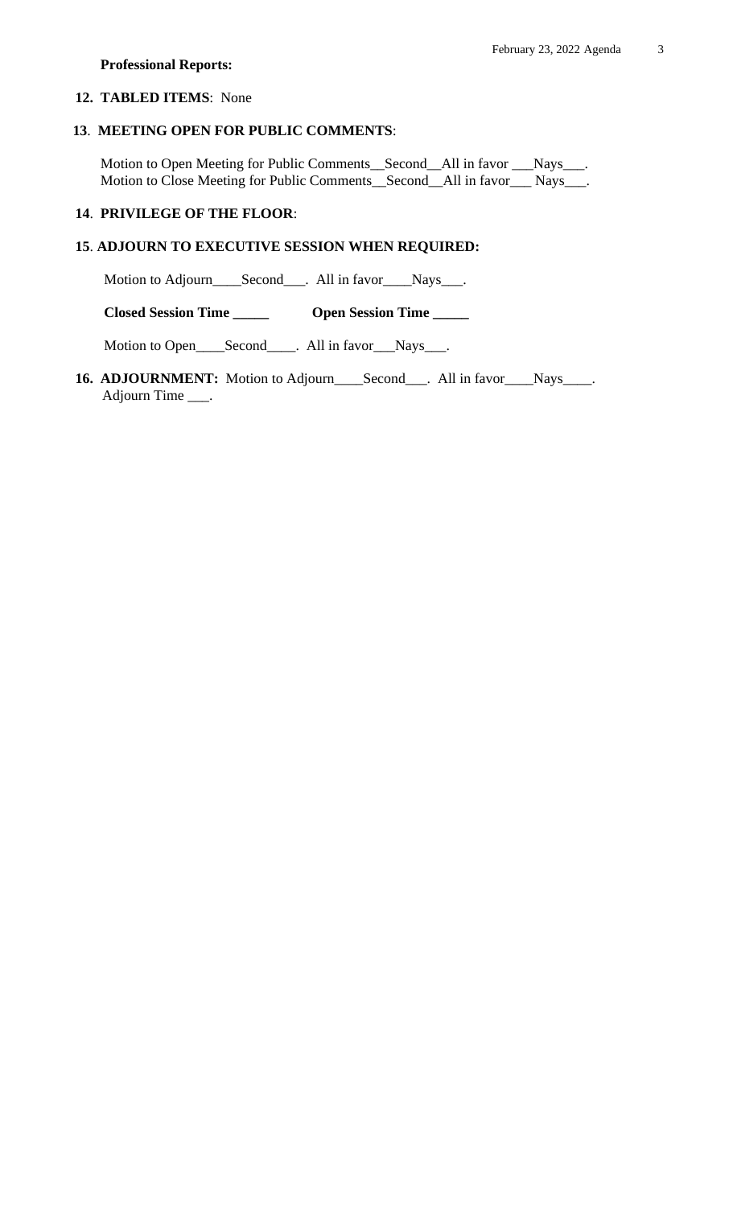**Professional Reports:**

**12. TABLED ITEMS**: None

**13**. **MEETING OPEN FOR PUBLIC COMMENTS**:

Motion to Open Meeting for Public Comments__Second__All in favor ___Nays___.
Motion to Close Meeting for Public Comments__Second__All in favor___ Nays___.

**14**. **PRIVILEGE OF THE FLOOR**:

**15**. **ADJOURN TO EXECUTIVE SESSION WHEN REQUIRED:**

Motion to Adjourn____Second___. All in favor____Nays___.

**Closed Session Time _____** **Open Session Time _____**

Motion to Open____Second____. All in favor___Nays___.

**16. ADJOURNMENT:** Motion to Adjourn____Second___. All in favor____Nays____.
Adjourn Time ___.